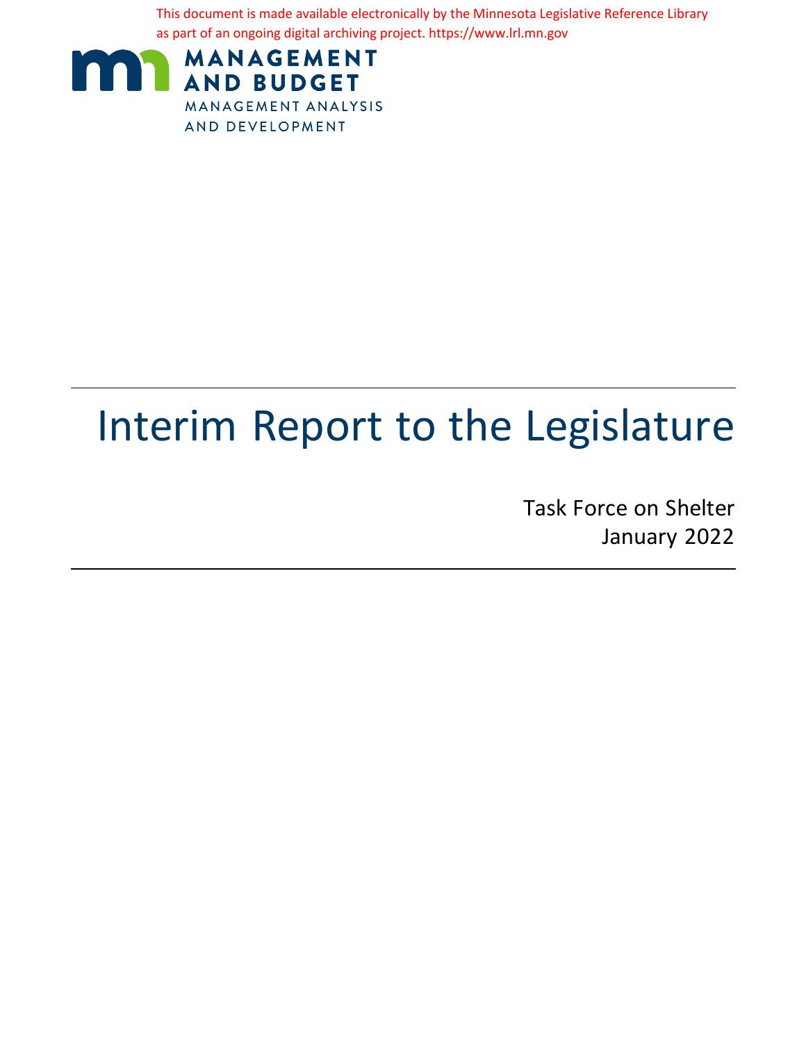This document is made available electronically by the Minnesota Legislative Reference Library as part of an ongoing digital archiving project. https://www.lrl.mn.gov

MANAGEMENT AND BUDGET
MANAGEMENT ANALYSIS AND DEVELOPMENT

# Interim Report to the Legislature

Task Force on Shelter
January 2022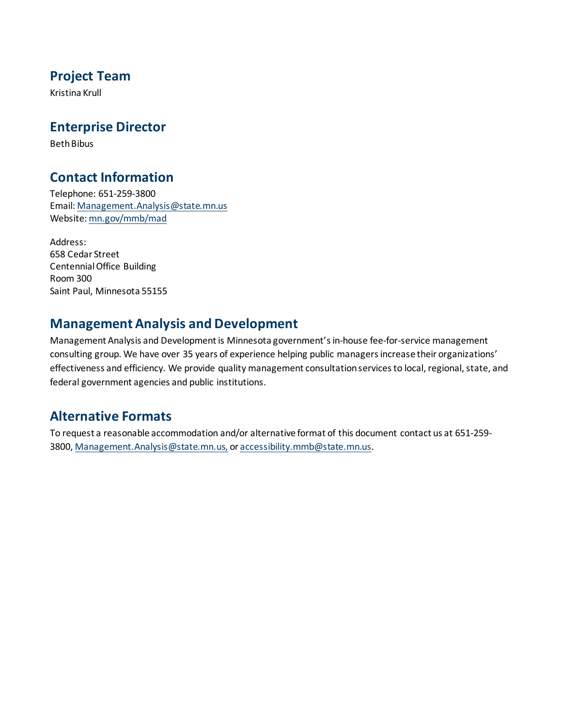## Project Team

Kristina Krull

## Enterprise Director

Beth Bibus

## Contact Information

Telephone: 651-259-3800
Email: Management.Analysis@state.mn.us
Website: mn.gov/mmb/mad

Address:
658 Cedar Street
Centennial Office Building
Room 300
Saint Paul, Minnesota 55155

## Management Analysis and Development

Management Analysis and Development is Minnesota government's in-house fee-for-service management consulting group. We have over 35 years of experience helping public managers increase their organizations' effectiveness and efficiency. We provide quality management consultation services to local, regional, state, and federal government agencies and public institutions.

## Alternative Formats

To request a reasonable accommodation and/or alternative format of this document contact us at 651-259-3800, Management.Analysis@state.mn.us, or accessibility.mmb@state.mn.us.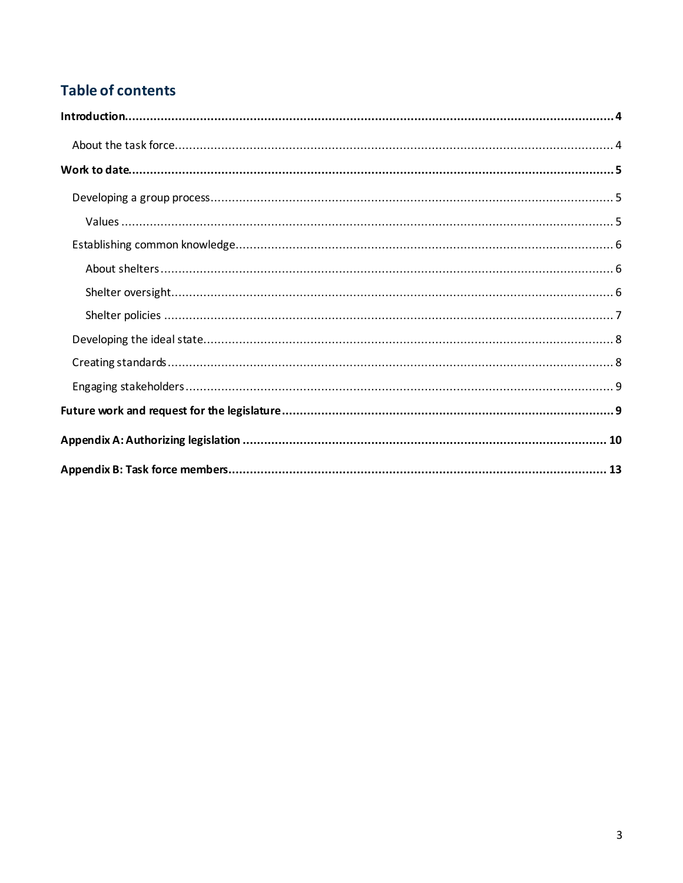## Table of contents

**Introduction** .......... **4**

- About the task force .......... 4

**Work to date** .......... **5**

- Developing a group process .......... 5
  - Values .......... 5
- Establishing common knowledge .......... 6
  - About shelters .......... 6
  - Shelter oversight .......... 6
  - Shelter policies .......... 7
- Developing the ideal state .......... 8
- Creating standards .......... 8
- Engaging stakeholders .......... 9

**Future work and request for the legislature** .......... **9**

**Appendix A: Authorizing legislation** .......... **10**

**Appendix B: Task force members** .......... **13**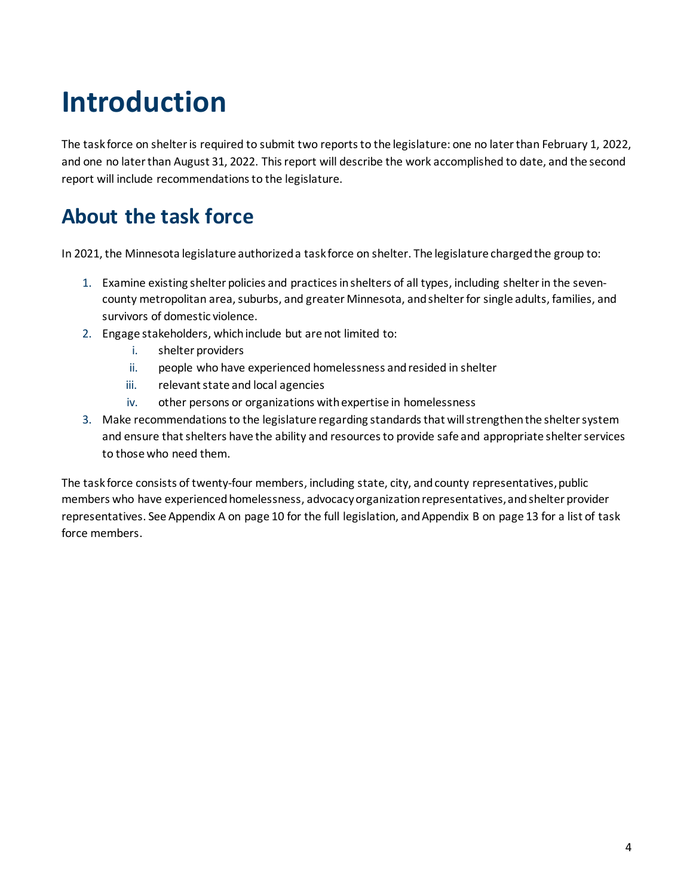# Introduction

The task force on shelter is required to submit two reports to the legislature: one no later than February 1, 2022, and one no later than August 31, 2022. This report will describe the work accomplished to date, and the second report will include recommendations to the legislature.

## About the task force

In 2021, the Minnesota legislature authorized a task force on shelter. The legislature charged the group to:

1. Examine existing shelter policies and practices in shelters of all types, including shelter in the seven-county metropolitan area, suburbs, and greater Minnesota, and shelter for single adults, families, and survivors of domestic violence.
2. Engage stakeholders, which include but are not limited to:
   i. shelter providers
   ii. people who have experienced homelessness and resided in shelter
   iii. relevant state and local agencies
   iv. other persons or organizations with expertise in homelessness
3. Make recommendations to the legislature regarding standards that will strengthen the shelter system and ensure that shelters have the ability and resources to provide safe and appropriate shelter services to those who need them.

The task force consists of twenty-four members, including state, city, and county representatives, public members who have experienced homelessness, advocacy organization representatives, and shelter provider representatives. See Appendix A on page 10 for the full legislation, and Appendix B on page 13 for a list of task force members.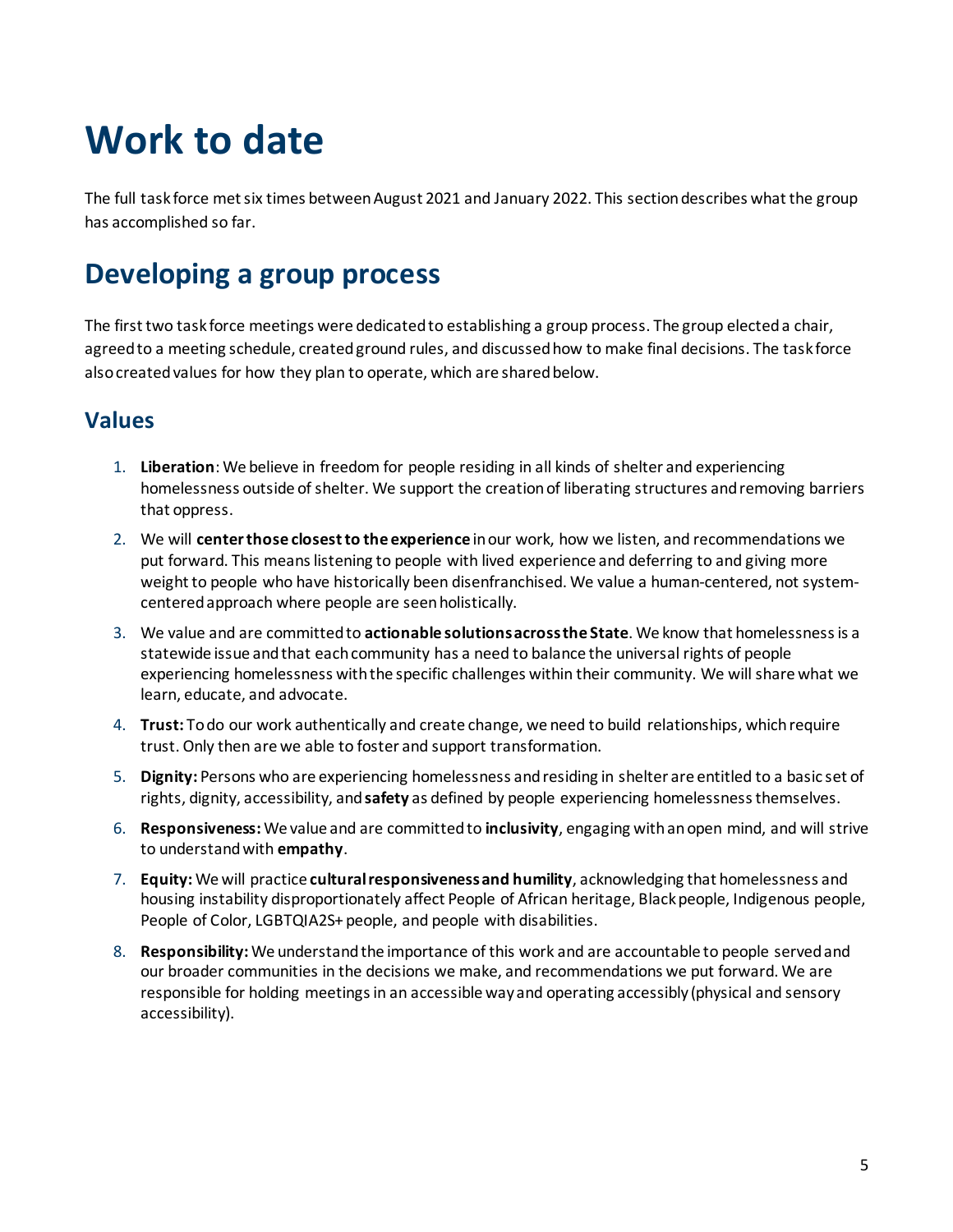# Work to date

The full task force met six times between August 2021 and January 2022. This section describes what the group has accomplished so far.

## Developing a group process

The first two task force meetings were dedicated to establishing a group process. The group elected a chair, agreed to a meeting schedule, created ground rules, and discussed how to make final decisions. The task force also created values for how they plan to operate, which are shared below.

### Values

1. **Liberation**: We believe in freedom for people residing in all kinds of shelter and experiencing homelessness outside of shelter. We support the creation of liberating structures and removing barriers that oppress.
2. We will **center those closest to the experience** in our work, how we listen, and recommendations we put forward. This means listening to people with lived experience and deferring to and giving more weight to people who have historically been disenfranchised. We value a human-centered, not system-centered approach where people are seen holistically.
3. We value and are committed to **actionable solutions across the State**. We know that homelessness is a statewide issue and that each community has a need to balance the universal rights of people experiencing homelessness with the specific challenges within their community. We will share what we learn, educate, and advocate.
4. **Trust:** To do our work authentically and create change, we need to build relationships, which require trust. Only then are we able to foster and support transformation.
5. **Dignity:** Persons who are experiencing homelessness and residing in shelter are entitled to a basic set of rights, dignity, accessibility, and **safety** as defined by people experiencing homelessness themselves.
6. **Responsiveness:** We value and are committed to **inclusivity**, engaging with an open mind, and will strive to understand with **empathy**.
7. **Equity:** We will practice **cultural responsiveness and humility**, acknowledging that homelessness and housing instability disproportionately affect People of African heritage, Black people, Indigenous people, People of Color, LGBTQIA2S+ people, and people with disabilities.
8. **Responsibility:** We understand the importance of this work and are accountable to people served and our broader communities in the decisions we make, and recommendations we put forward. We are responsible for holding meetings in an accessible way and operating accessibly (physical and sensory accessibility).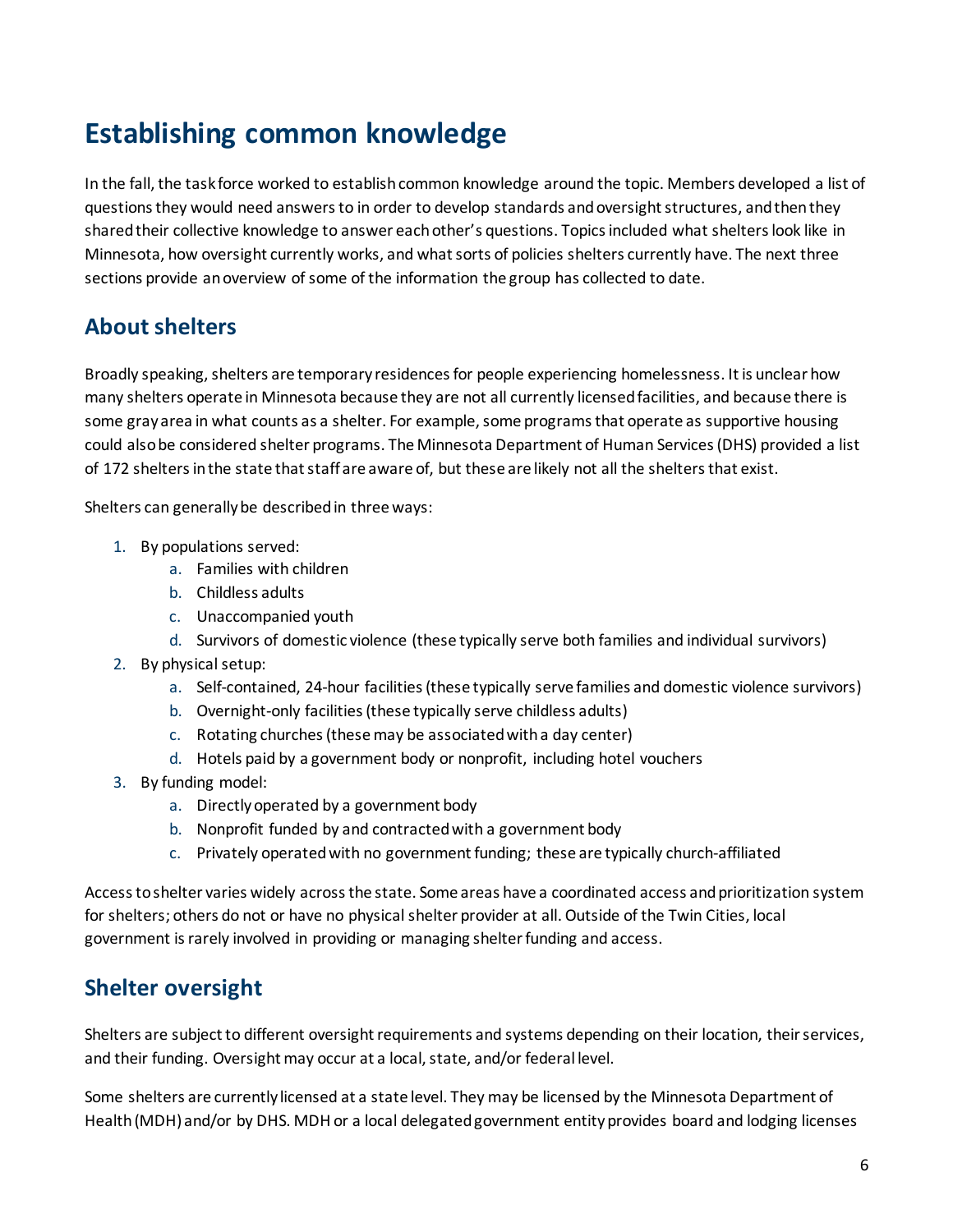# Establishing common knowledge

In the fall, the task force worked to establish common knowledge around the topic. Members developed a list of questions they would need answers to in order to develop standards and oversight structures, and then they shared their collective knowledge to answer each other's questions. Topics included what shelters look like in Minnesota, how oversight currently works, and what sorts of policies shelters currently have. The next three sections provide an overview of some of the information the group has collected to date.

## About shelters

Broadly speaking, shelters are temporary residences for people experiencing homelessness. It is unclear how many shelters operate in Minnesota because they are not all currently licensed facilities, and because there is some gray area in what counts as a shelter. For example, some programs that operate as supportive housing could also be considered shelter programs. The Minnesota Department of Human Services (DHS) provided a list of 172 shelters in the state that staff are aware of, but these are likely not all the shelters that exist.

Shelters can generally be described in three ways:

1. By populations served:
    a. Families with children
    b. Childless adults
    c. Unaccompanied youth
    d. Survivors of domestic violence (these typically serve both families and individual survivors)
2. By physical setup:
    a. Self-contained, 24-hour facilities (these typically serve families and domestic violence survivors)
    b. Overnight-only facilities (these typically serve childless adults)
    c. Rotating churches (these may be associated with a day center)
    d. Hotels paid by a government body or nonprofit, including hotel vouchers
3. By funding model:
    a. Directly operated by a government body
    b. Nonprofit funded by and contracted with a government body
    c. Privately operated with no government funding; these are typically church-affiliated

Access to shelter varies widely across the state. Some areas have a coordinated access and prioritization system for shelters; others do not or have no physical shelter provider at all. Outside of the Twin Cities, local government is rarely involved in providing or managing shelter funding and access.

## Shelter oversight

Shelters are subject to different oversight requirements and systems depending on their location, their services, and their funding. Oversight may occur at a local, state, and/or federal level.

Some shelters are currently licensed at a state level. They may be licensed by the Minnesota Department of Health (MDH) and/or by DHS. MDH or a local delegated government entity provides board and lodging licenses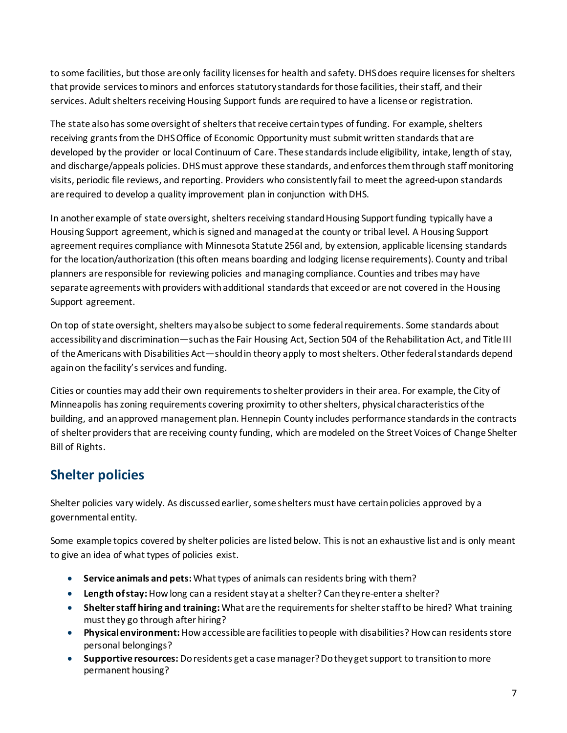to some facilities, but those are only facility licenses for health and safety. DHS does require licenses for shelters that provide services to minors and enforces statutory standards for those facilities, their staff, and their services. Adult shelters receiving Housing Support funds are required to have a license or registration.

The state also has some oversight of shelters that receive certain types of funding. For example, shelters receiving grants from the DHS Office of Economic Opportunity must submit written standards that are developed by the provider or local Continuum of Care. These standards include eligibility, intake, length of stay, and discharge/appeals policies. DHS must approve these standards, and enforces them through staff monitoring visits, periodic file reviews, and reporting. Providers who consistently fail to meet the agreed-upon standards are required to develop a quality improvement plan in conjunction with DHS.

In another example of state oversight, shelters receiving standard Housing Support funding typically have a Housing Support agreement, which is signed and managed at the county or tribal level. A Housing Support agreement requires compliance with Minnesota Statute 256I and, by extension, applicable licensing standards for the location/authorization (this often means boarding and lodging license requirements). County and tribal planners are responsible for reviewing policies and managing compliance. Counties and tribes may have separate agreements with providers with additional standards that exceed or are not covered in the Housing Support agreement.

On top of state oversight, shelters may also be subject to some federal requirements. Some standards about accessibility and discrimination—such as the Fair Housing Act, Section 504 of the Rehabilitation Act, and Title III of the Americans with Disabilities Act—should in theory apply to most shelters. Other federal standards depend again on the facility's services and funding.

Cities or counties may add their own requirements to shelter providers in their area. For example, the City of Minneapolis has zoning requirements covering proximity to other shelters, physical characteristics of the building, and an approved management plan. Hennepin County includes performance standards in the contracts of shelter providers that are receiving county funding, which are modeled on the Street Voices of Change Shelter Bill of Rights.

## Shelter policies

Shelter policies vary widely. As discussed earlier, some shelters must have certain policies approved by a governmental entity.

Some example topics covered by shelter policies are listed below. This is not an exhaustive list and is only meant to give an idea of what types of policies exist.

- **Service animals and pets:** What types of animals can residents bring with them?
- **Length of stay:** How long can a resident stay at a shelter? Can they re-enter a shelter?
- **Shelter staff hiring and training:** What are the requirements for shelter staff to be hired? What training must they go through after hiring?
- **Physical environment:** How accessible are facilities to people with disabilities? How can residents store personal belongings?
- **Supportive resources:** Do residents get a case manager? Do they get support to transition to more permanent housing?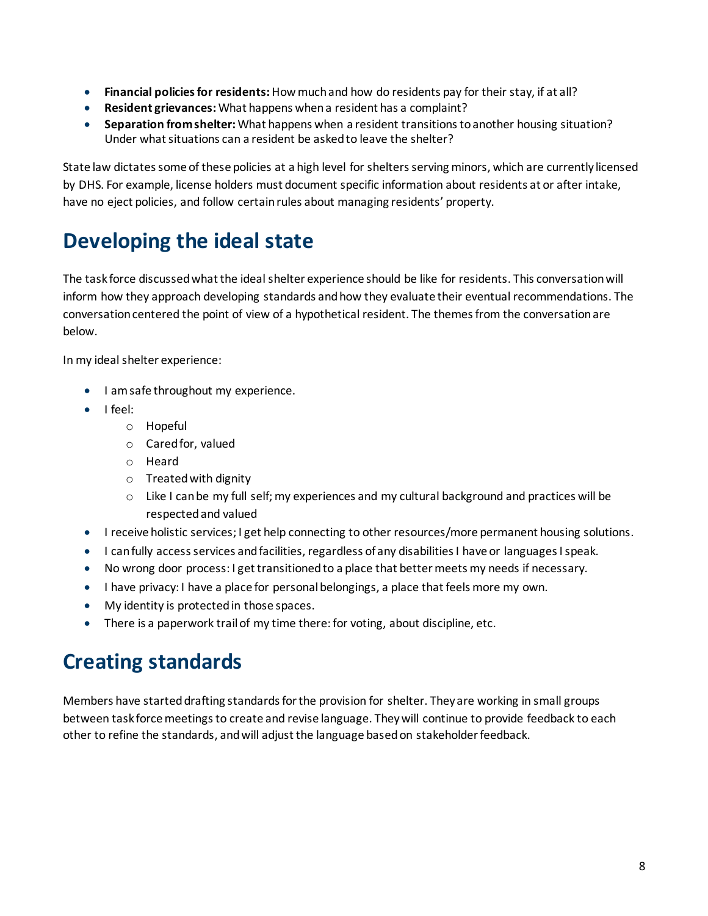- **Financial policies for residents:** How much and how do residents pay for their stay, if at all?
- **Resident grievances:** What happens when a resident has a complaint?
- **Separation from shelter:** What happens when a resident transitions to another housing situation? Under what situations can a resident be asked to leave the shelter?

State law dictates some of these policies at a high level for shelters serving minors, which are currently licensed by DHS. For example, license holders must document specific information about residents at or after intake, have no eject policies, and follow certain rules about managing residents' property.

## Developing the ideal state

The task force discussed what the ideal shelter experience should be like for residents. This conversation will inform how they approach developing standards and how they evaluate their eventual recommendations. The conversation centered the point of view of a hypothetical resident. The themes from the conversation are below.

In my ideal shelter experience:

- I am safe throughout my experience.
- I feel:
  - Hopeful
  - Cared for, valued
  - Heard
  - Treated with dignity
  - Like I can be my full self; my experiences and my cultural background and practices will be respected and valued
- I receive holistic services; I get help connecting to other resources/more permanent housing solutions.
- I can fully access services and facilities, regardless of any disabilities I have or languages I speak.
- No wrong door process: I get transitioned to a place that better meets my needs if necessary.
- I have privacy: I have a place for personal belongings, a place that feels more my own.
- My identity is protected in those spaces.
- There is a paperwork trail of my time there: for voting, about discipline, etc.

## Creating standards

Members have started drafting standards for the provision for shelter. They are working in small groups between task force meetings to create and revise language. They will continue to provide feedback to each other to refine the standards, and will adjust the language based on stakeholder feedback.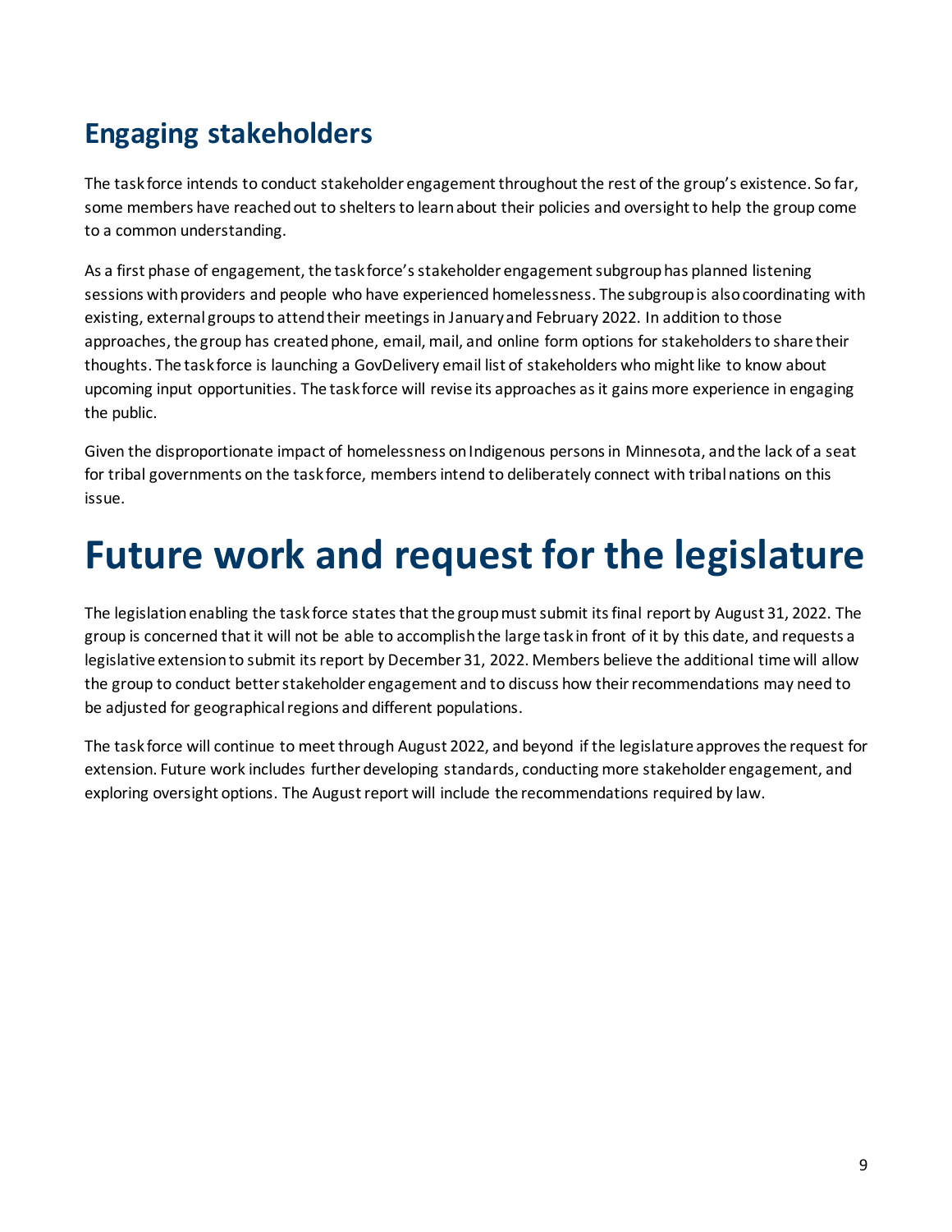## Engaging stakeholders

The task force intends to conduct stakeholder engagement throughout the rest of the group's existence. So far, some members have reached out to shelters to learn about their policies and oversight to help the group come to a common understanding.

As a first phase of engagement, the task force's stakeholder engagement subgroup has planned listening sessions with providers and people who have experienced homelessness. The subgroup is also coordinating with existing, external groups to attend their meetings in January and February 2022. In addition to those approaches, the group has created phone, email, mail, and online form options for stakeholders to share their thoughts. The task force is launching a GovDelivery email list of stakeholders who might like to know about upcoming input opportunities. The task force will revise its approaches as it gains more experience in engaging the public.

Given the disproportionate impact of homelessness on Indigenous persons in Minnesota, and the lack of a seat for tribal governments on the task force, members intend to deliberately connect with tribal nations on this issue.

# Future work and request for the legislature

The legislation enabling the task force states that the group must submit its final report by August 31, 2022. The group is concerned that it will not be able to accomplish the large task in front of it by this date, and requests a legislative extension to submit its report by December 31, 2022. Members believe the additional time will allow the group to conduct better stakeholder engagement and to discuss how their recommendations may need to be adjusted for geographical regions and different populations.

The task force will continue to meet through August 2022, and beyond if the legislature approves the request for extension. Future work includes further developing standards, conducting more stakeholder engagement, and exploring oversight options. The August report will include the recommendations required by law.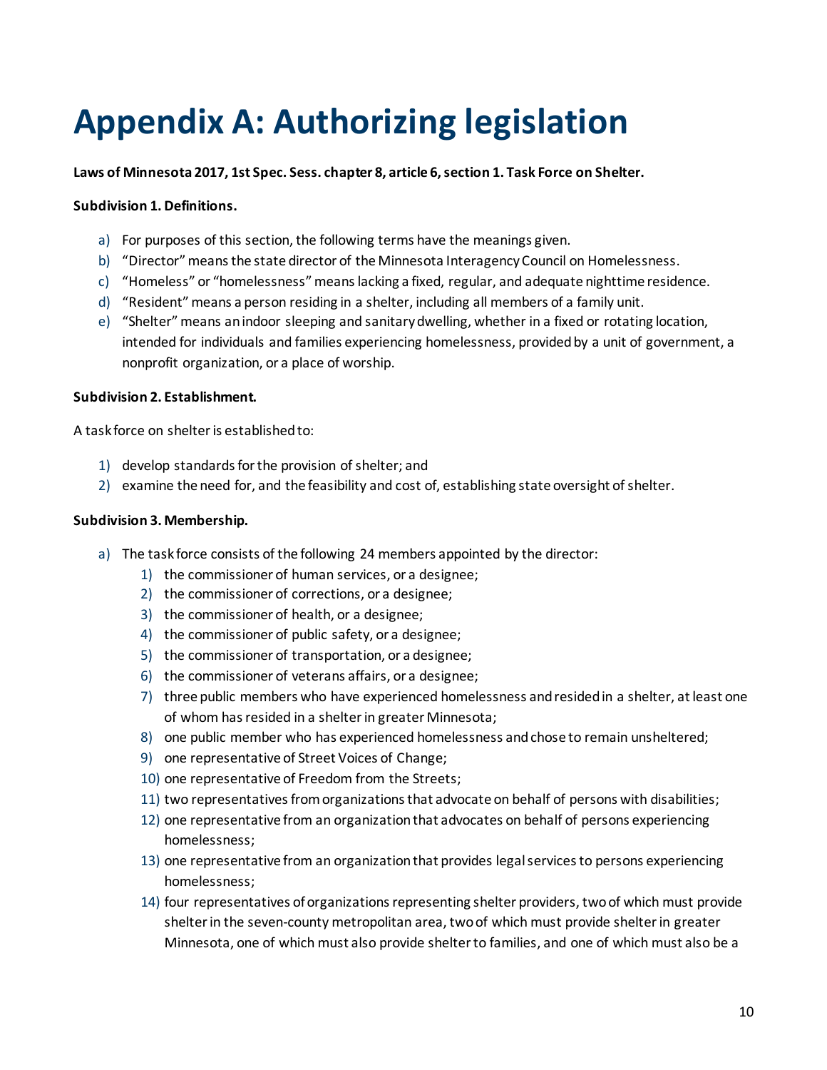# Appendix A: Authorizing legislation

**Laws of Minnesota 2017, 1st Spec. Sess. chapter 8, article 6, section 1. Task Force on Shelter.**

**Subdivision 1. Definitions.**

a) For purposes of this section, the following terms have the meanings given.
b) "Director" means the state director of the Minnesota Interagency Council on Homelessness.
c) "Homeless" or "homelessness" means lacking a fixed, regular, and adequate nighttime residence.
d) "Resident" means a person residing in a shelter, including all members of a family unit.
e) "Shelter" means an indoor sleeping and sanitary dwelling, whether in a fixed or rotating location, intended for individuals and families experiencing homelessness, provided by a unit of government, a nonprofit organization, or a place of worship.

**Subdivision 2. Establishment.**

A task force on shelter is established to:

1) develop standards for the provision of shelter; and
2) examine the need for, and the feasibility and cost of, establishing state oversight of shelter.

**Subdivision 3. Membership.**

a) The task force consists of the following 24 members appointed by the director:
    1) the commissioner of human services, or a designee;
    2) the commissioner of corrections, or a designee;
    3) the commissioner of health, or a designee;
    4) the commissioner of public safety, or a designee;
    5) the commissioner of transportation, or a designee;
    6) the commissioner of veterans affairs, or a designee;
    7) three public members who have experienced homelessness and resided in a shelter, at least one of whom has resided in a shelter in greater Minnesota;
    8) one public member who has experienced homelessness and chose to remain unsheltered;
    9) one representative of Street Voices of Change;
    10) one representative of Freedom from the Streets;
    11) two representatives from organizations that advocate on behalf of persons with disabilities;
    12) one representative from an organization that advocates on behalf of persons experiencing homelessness;
    13) one representative from an organization that provides legal services to persons experiencing homelessness;
    14) four representatives of organizations representing shelter providers, two of which must provide shelter in the seven-county metropolitan area, two of which must provide shelter in greater Minnesota, one of which must also provide shelter to families, and one of which must also be a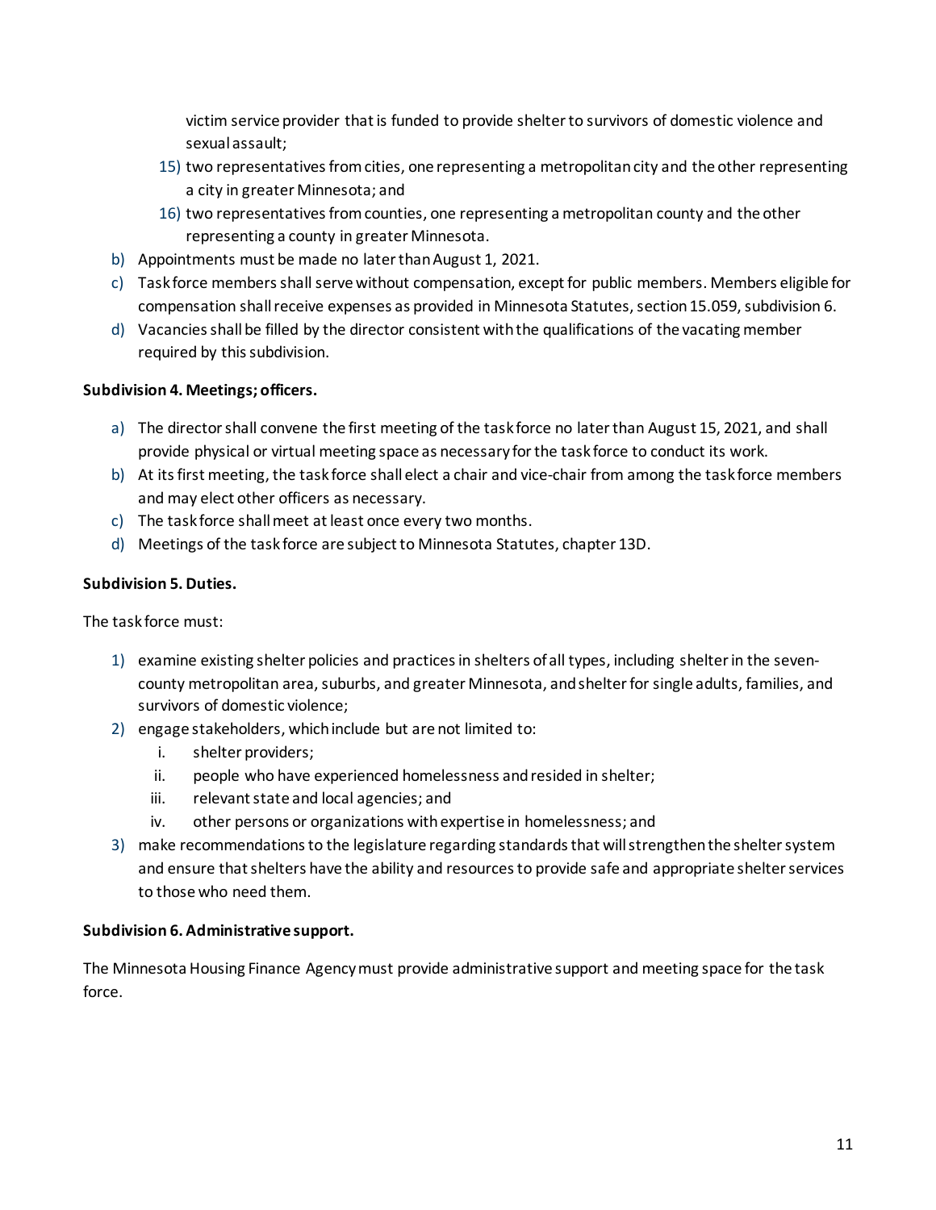victim service provider that is funded to provide shelter to survivors of domestic violence and sexual assault;

15) two representatives from cities, one representing a metropolitan city and the other representing a city in greater Minnesota; and
16) two representatives from counties, one representing a metropolitan county and the other representing a county in greater Minnesota.

b) Appointments must be made no later than August 1, 2021.

c) Task force members shall serve without compensation, except for public members. Members eligible for compensation shall receive expenses as provided in Minnesota Statutes, section 15.059, subdivision 6.

d) Vacancies shall be filled by the director consistent with the qualifications of the vacating member required by this subdivision.

**Subdivision 4. Meetings; officers.**

a) The director shall convene the first meeting of the task force no later than August 15, 2021, and shall provide physical or virtual meeting space as necessary for the task force to conduct its work.

b) At its first meeting, the task force shall elect a chair and vice-chair from among the task force members and may elect other officers as necessary.

c) The task force shall meet at least once every two months.

d) Meetings of the task force are subject to Minnesota Statutes, chapter 13D.

**Subdivision 5. Duties.**

The task force must:

1) examine existing shelter policies and practices in shelters of all types, including shelter in the seven-county metropolitan area, suburbs, and greater Minnesota, and shelter for single adults, families, and survivors of domestic violence;
2) engage stakeholders, which include but are not limited to:
   i. shelter providers;
   ii. people who have experienced homelessness and resided in shelter;
   iii. relevant state and local agencies; and
   iv. other persons or organizations with expertise in homelessness; and
3) make recommendations to the legislature regarding standards that will strengthen the shelter system and ensure that shelters have the ability and resources to provide safe and appropriate shelter services to those who need them.

**Subdivision 6. Administrative support.**

The Minnesota Housing Finance Agency must provide administrative support and meeting space for the task force.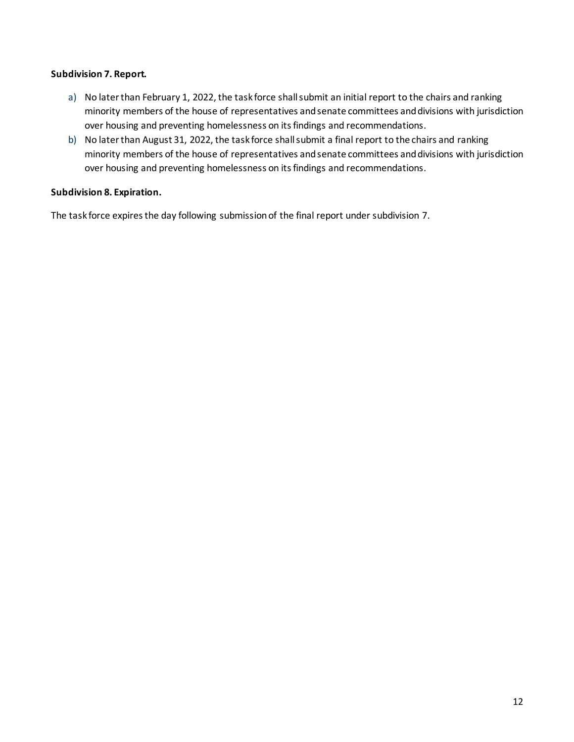**Subdivision 7. Report.**

a) No later than February 1, 2022, the task force shall submit an initial report to the chairs and ranking minority members of the house of representatives and senate committees and divisions with jurisdiction over housing and preventing homelessness on its findings and recommendations.

b) No later than August 31, 2022, the task force shall submit a final report to the chairs and ranking minority members of the house of representatives and senate committees and divisions with jurisdiction over housing and preventing homelessness on its findings and recommendations.

**Subdivision 8. Expiration.**

The task force expires the day following submission of the final report under subdivision 7.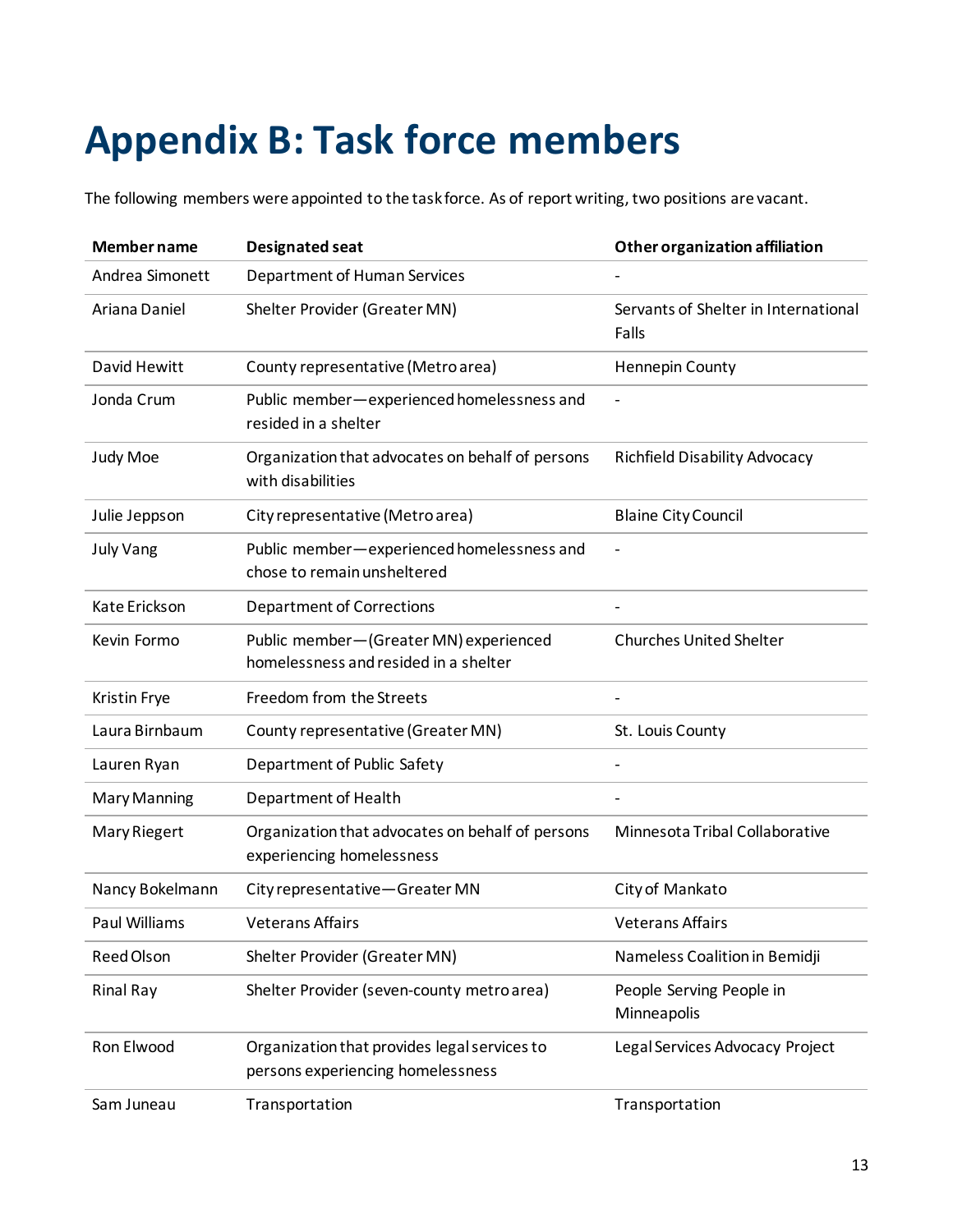# Appendix B: Task force members

The following members were appointed to the task force. As of report writing, two positions are vacant.

| Member name | Designated seat | Other organization affiliation |
| --- | --- | --- |
| Andrea Simonett | Department of Human Services | - |
| Ariana Daniel | Shelter Provider (Greater MN) | Servants of Shelter in International Falls |
| David Hewitt | County representative (Metro area) | Hennepin County |
| Jonda Crum | Public member—experienced homelessness and resided in a shelter | - |
| Judy Moe | Organization that advocates on behalf of persons with disabilities | Richfield Disability Advocacy |
| Julie Jeppson | City representative (Metro area) | Blaine City Council |
| July Vang | Public member—experienced homelessness and chose to remain unsheltered | - |
| Kate Erickson | Department of Corrections | - |
| Kevin Formo | Public member—(Greater MN) experienced homelessness and resided in a shelter | Churches United Shelter |
| Kristin Frye | Freedom from the Streets | - |
| Laura Birnbaum | County representative (Greater MN) | St. Louis County |
| Lauren Ryan | Department of Public Safety | - |
| Mary Manning | Department of Health | - |
| Mary Riegert | Organization that advocates on behalf of persons experiencing homelessness | Minnesota Tribal Collaborative |
| Nancy Bokelmann | City representative—Greater MN | City of Mankato |
| Paul Williams | Veterans Affairs | Veterans Affairs |
| Reed Olson | Shelter Provider (Greater MN) | Nameless Coalition in Bemidji |
| Rinal Ray | Shelter Provider (seven-county metro area) | People Serving People in Minneapolis |
| Ron Elwood | Organization that provides legal services to persons experiencing homelessness | Legal Services Advocacy Project |
| Sam Juneau | Transportation | Transportation |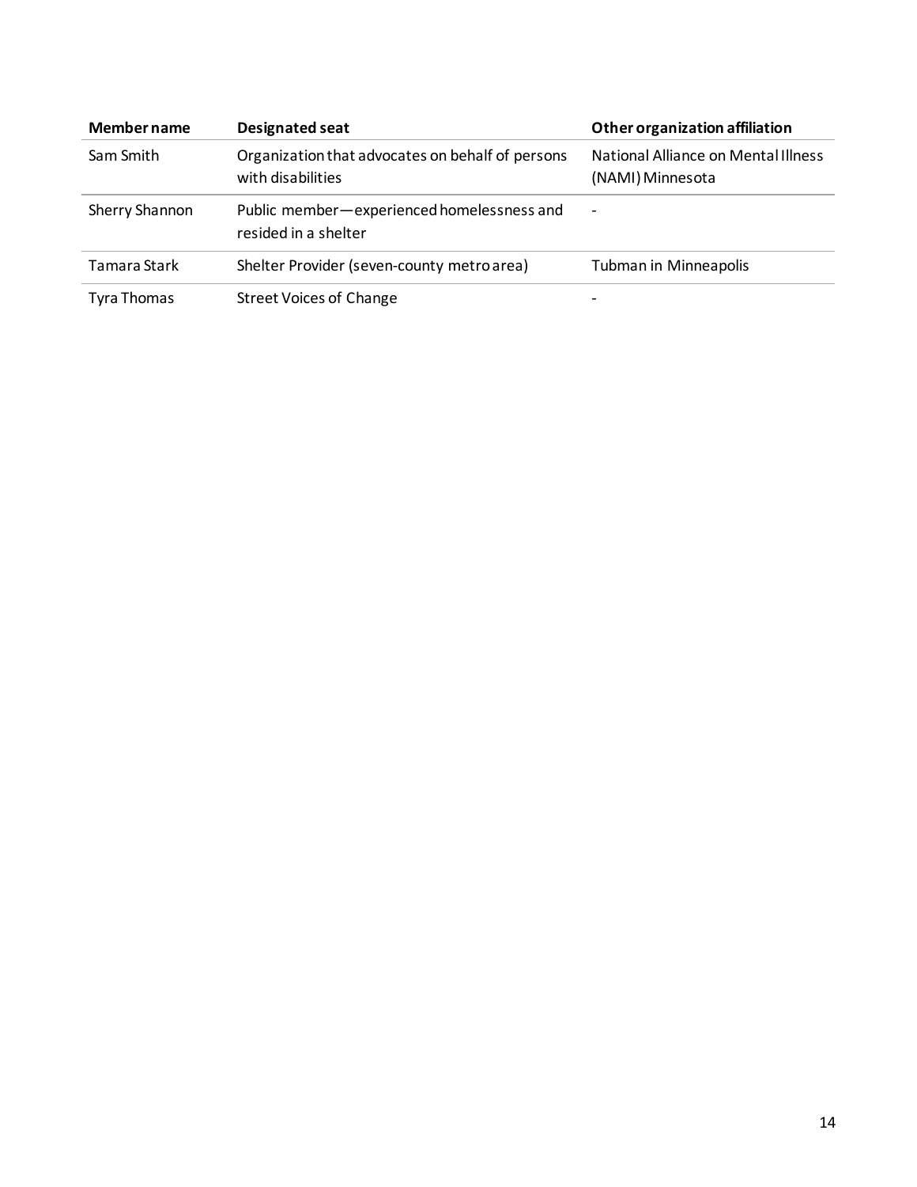| Member name | Designated seat | Other organization affiliation |
| --- | --- | --- |
| Sam Smith | Organization that advocates on behalf of persons with disabilities | National Alliance on Mental Illness (NAMI) Minnesota |
| Sherry Shannon | Public member—experienced homelessness and resided in a shelter | - |
| Tamara Stark | Shelter Provider (seven-county metro area) | Tubman in Minneapolis |
| Tyra Thomas | Street Voices of Change | - |